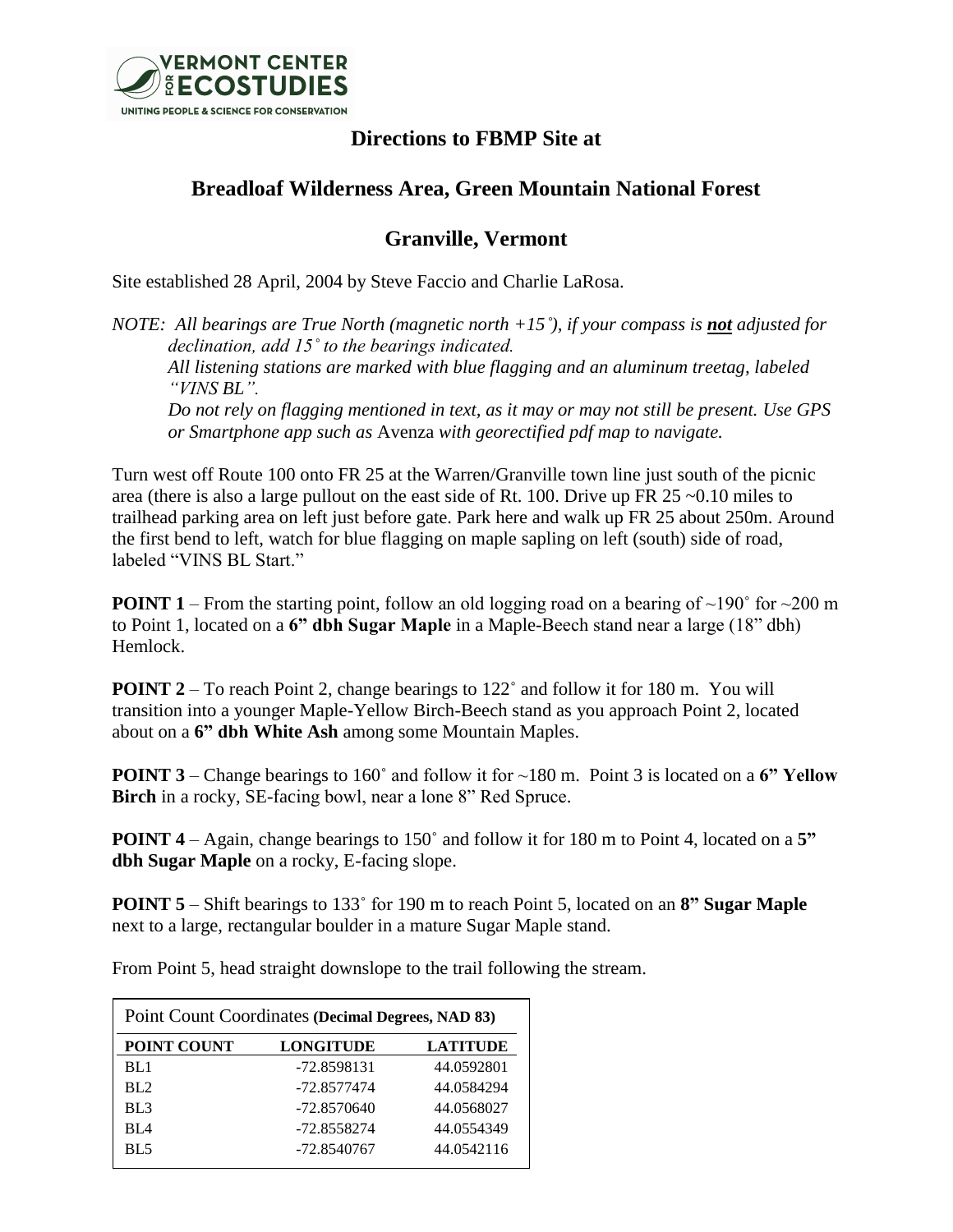VERMONT CENTER FOR ECOSTUDIES
UNITING PEOPLE & SCIENCE FOR CONSERVATION

# Directions to FBMP Site at

# Breadloaf Wilderness Area, Green Mountain National Forest

# Granville, Vermont

Site established 28 April, 2004 by Steve Faccio and Charlie LaRosa.

*NOTE: All bearings are True North (magnetic north +15˚), if your compass is **not** adjusted for declination, add 15˚ to the bearings indicated.*
*All listening stations are marked with blue flagging and an aluminum treetag, labeled "VINS BL".*
*Do not rely on flagging mentioned in text, as it may or may not still be present. Use GPS or Smartphone app such as* Avenza *with georectified pdf map to navigate.*

Turn west off Route 100 onto FR 25 at the Warren/Granville town line just south of the picnic area (there is also a large pullout on the east side of Rt. 100. Drive up FR 25 ~0.10 miles to trailhead parking area on left just before gate. Park here and walk up FR 25 about 250m. Around the first bend to left, watch for blue flagging on maple sapling on left (south) side of road, labeled "VINS BL Start."

**POINT 1** – From the starting point, follow an old logging road on a bearing of ~190˚ for ~200 m to Point 1, located on a **6" dbh Sugar Maple** in a Maple-Beech stand near a large (18" dbh) Hemlock.

**POINT 2** – To reach Point 2, change bearings to 122˚ and follow it for 180 m. You will transition into a younger Maple-Yellow Birch-Beech stand as you approach Point 2, located about on a **6" dbh White Ash** among some Mountain Maples.

**POINT 3** – Change bearings to 160˚ and follow it for ~180 m. Point 3 is located on a **6" Yellow Birch** in a rocky, SE-facing bowl, near a lone 8" Red Spruce.

**POINT 4** – Again, change bearings to 150˚ and follow it for 180 m to Point 4, located on a **5" dbh Sugar Maple** on a rocky, E-facing slope.

**POINT 5** – Shift bearings to 133˚ for 190 m to reach Point 5, located on an **8" Sugar Maple** next to a large, rectangular boulder in a mature Sugar Maple stand.

From Point 5, head straight downslope to the trail following the stream.

Point Count Coordinates **(Decimal Degrees, NAD 83)**

| POINT COUNT | LONGITUDE | LATITUDE |
|---|---|---|
| BL1 | -72.8598131 | 44.0592801 |
| BL2 | -72.8577474 | 44.0584294 |
| BL3 | -72.8570640 | 44.0568027 |
| BL4 | -72.8558274 | 44.0554349 |
| BL5 | -72.8540767 | 44.0542116 |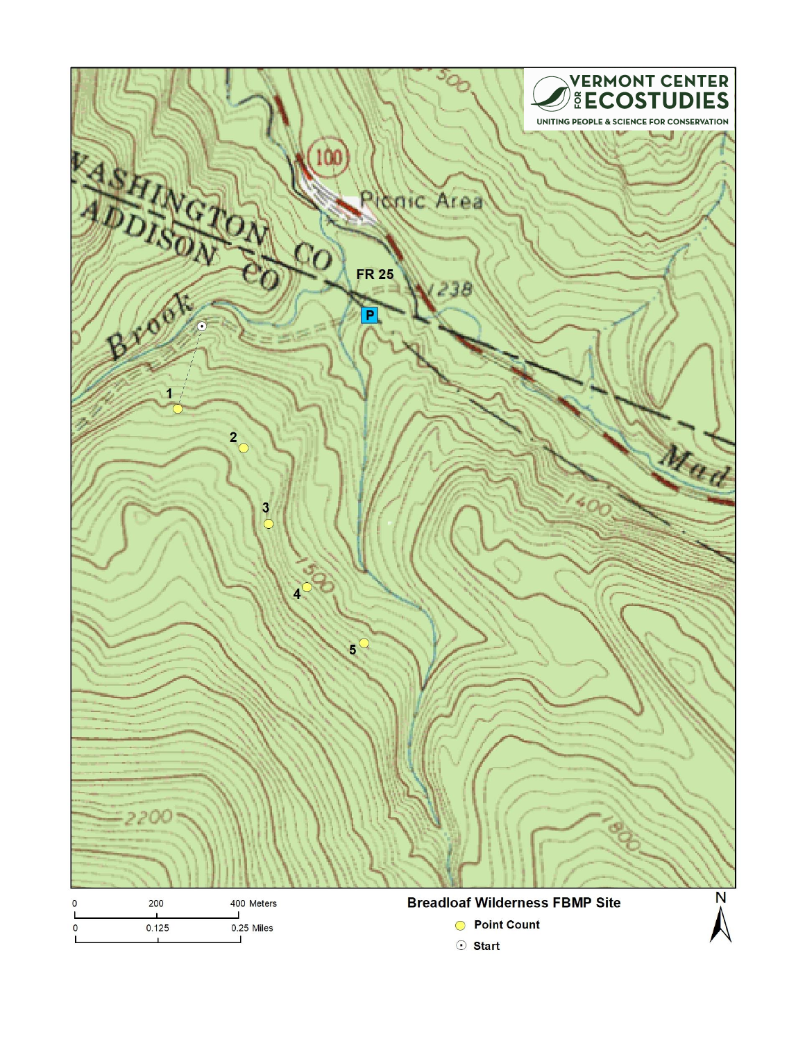VERMONT CENTER FOR ECOSTUDIES

UNITING PEOPLE & SCIENCE FOR CONSERVATION

WASHINGTON CO

ADDISON CO

100

Picnic Area

FR 25

P

1238

Brook

Mad

1400

1500

1500

1800

2200

1

2

3

4

5

0 200 400 Meters

0 0.125 0.25 Miles

**Breadloaf Wilderness FBMP Site**

Point Count

Start

N